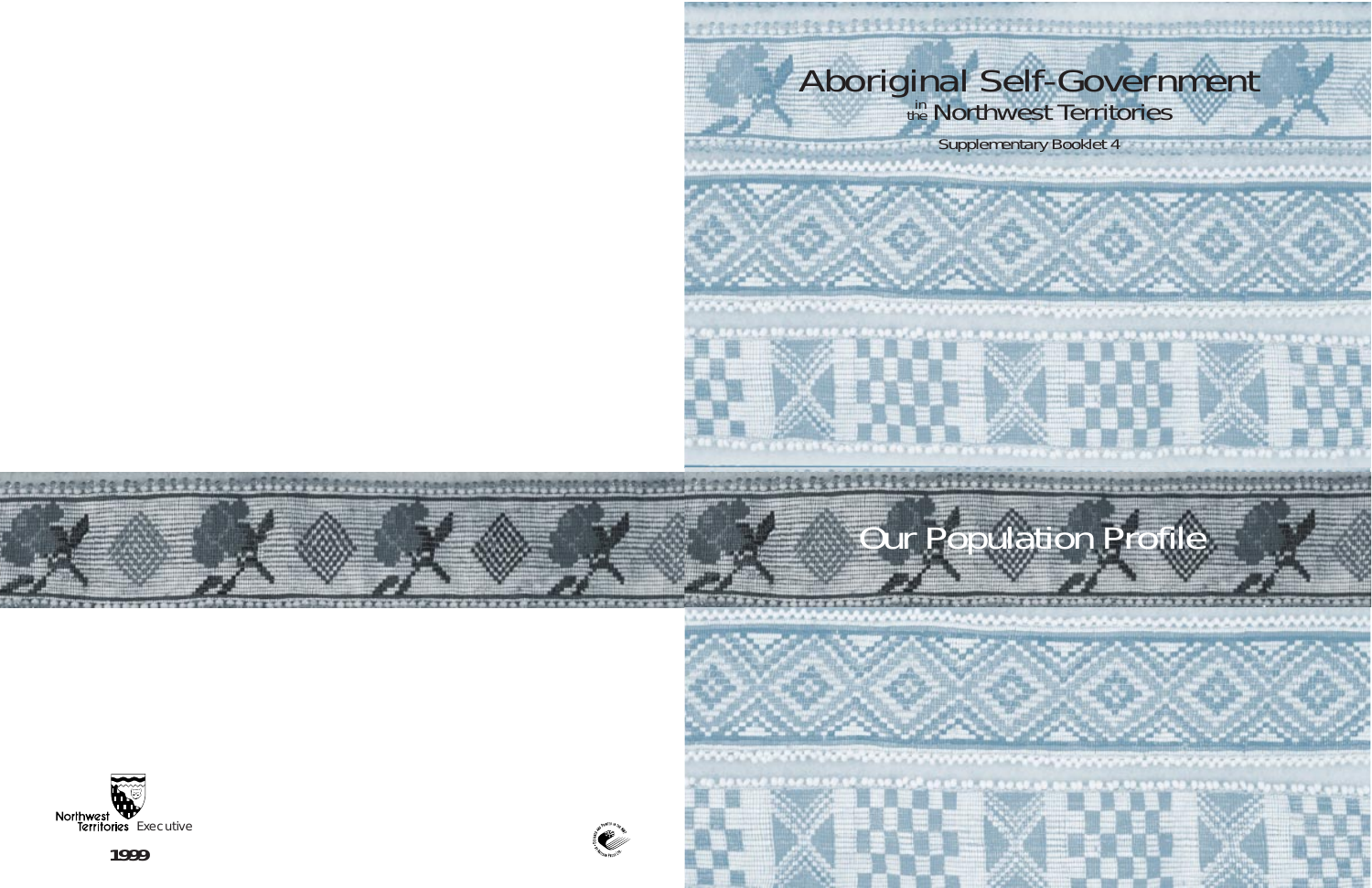# Aboriginal Self-Government in the Northwest Territories

Supplementary Booklet 4

## Our Population Profile

Northwest Territories Executive

**1999**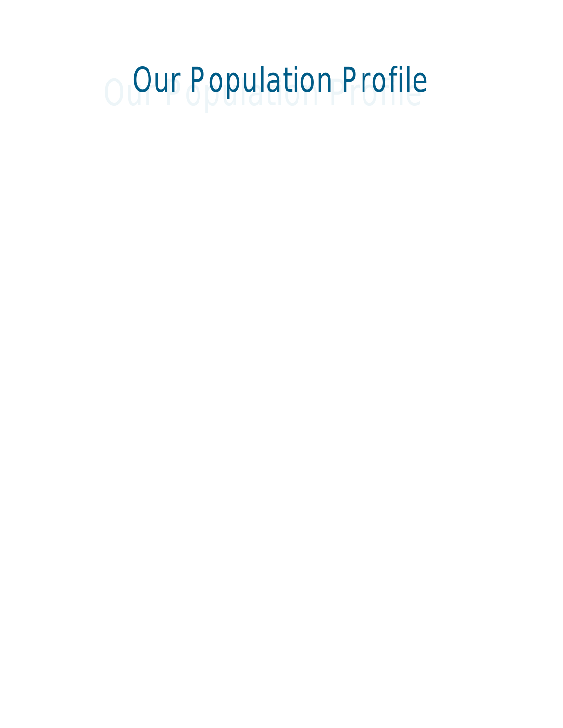# Our Population Profile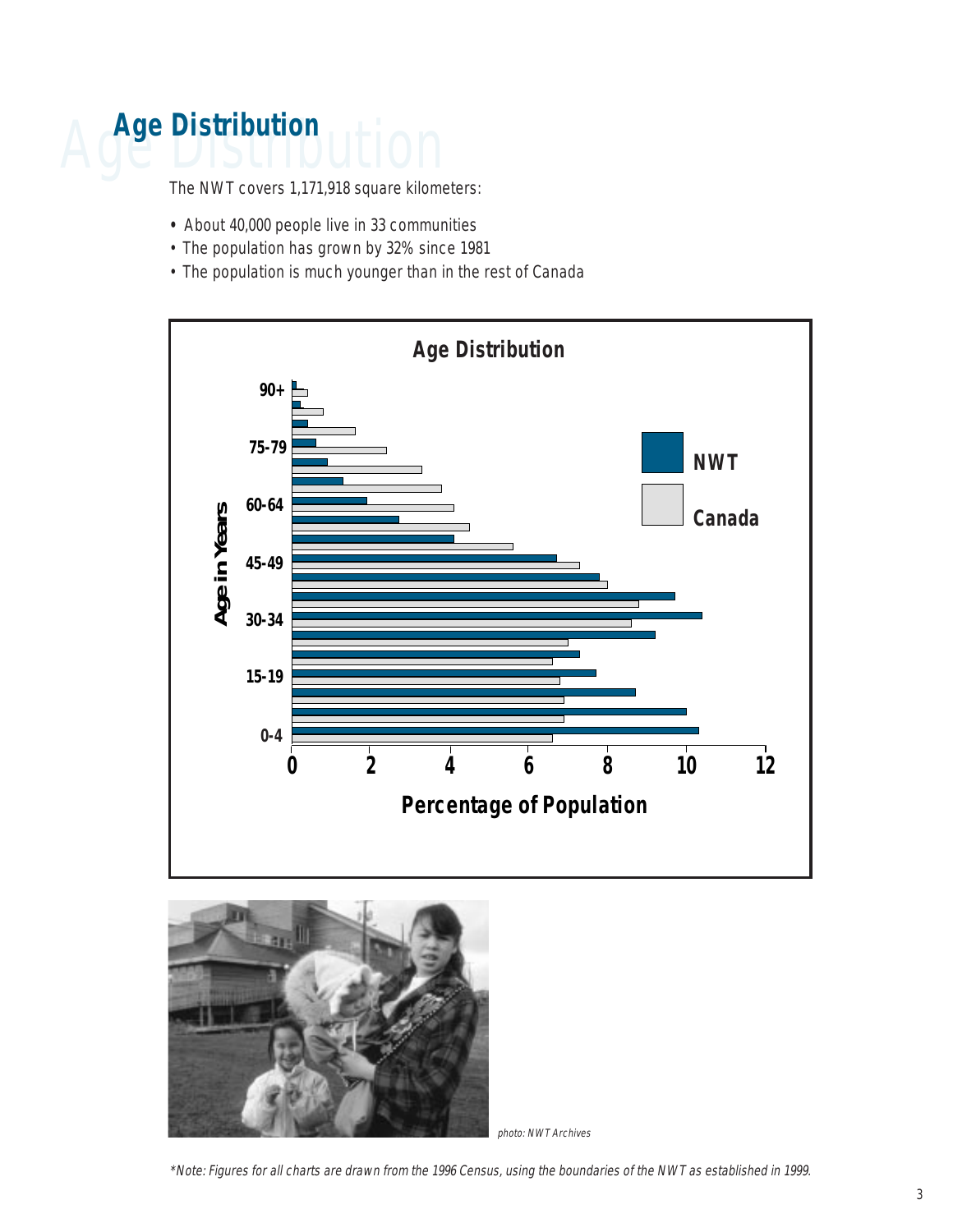# Age Distribution

The NWT covers 1,171,918 square kilometers:

- About 40,000 people live in 33 communities
- The population has grown by 32% since 1981
- The population is much younger than in the rest of Canada

photo: NWT Archives

*\*Note: Figures for all charts are drawn from the 1996 Census, using the boundaries of the NWT as established in 1999.*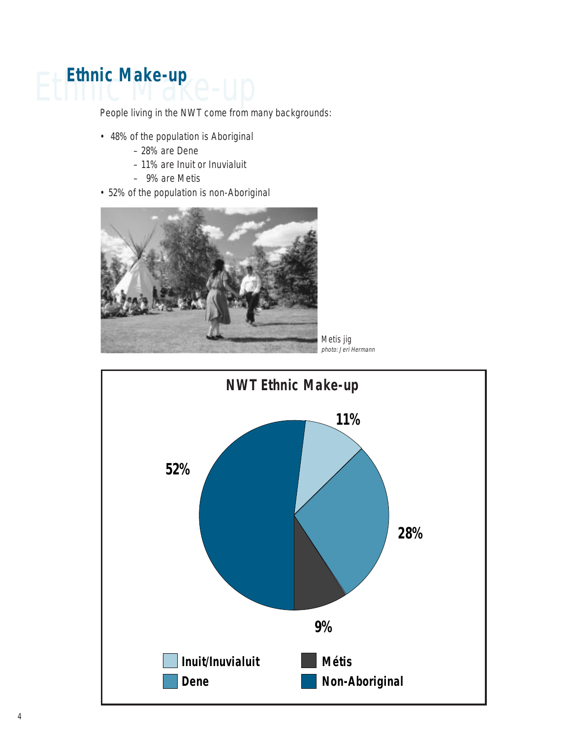# Ethnic Make-up

People living in the NWT come from many backgrounds:

- 48% of the population is Aboriginal
  - 28% are Dene
  - 11% are Inuit or Inuvialuit
  - 9% are Metis
- 52% of the population is non-Aboriginal

Metis jig
*photo: Jeri Hermann*

**NWT Ethnic Make-up**

| Group | Percentage |
|---|---|
| Inuit/Inuvialuit | 11% |
| Dene | 28% |
| Métis | 9% |
| Non-Aboriginal | 52% |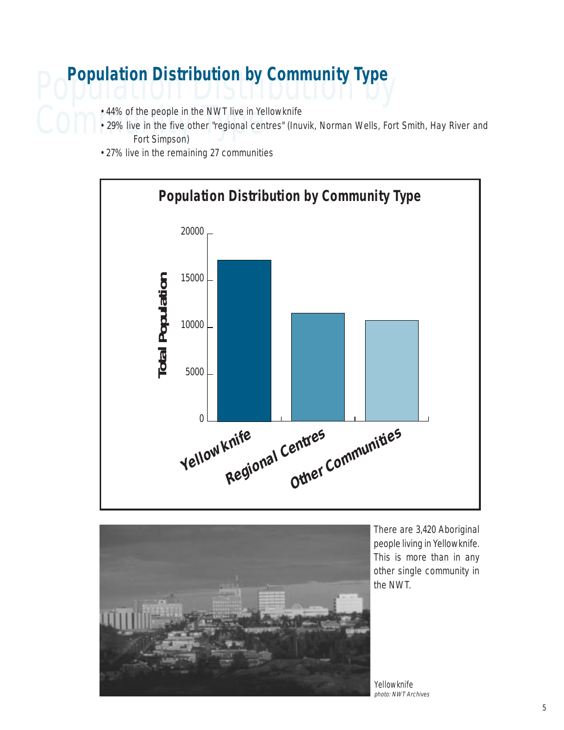## Population Distribution by Community Type

- 44% of the people in the NWT live in Yellowknife
- 29% live in the five other "regional centres" (Inuvik, Norman Wells, Fort Smith, Hay River and Fort Simpson)
- 27% live in the remaining 27 communities

**Population Distribution by Community Type**

There are 3,420 Aboriginal people living in Yellowknife. This is more than in any other single community in the NWT.

Yellowknife
*photo: NWT Archives*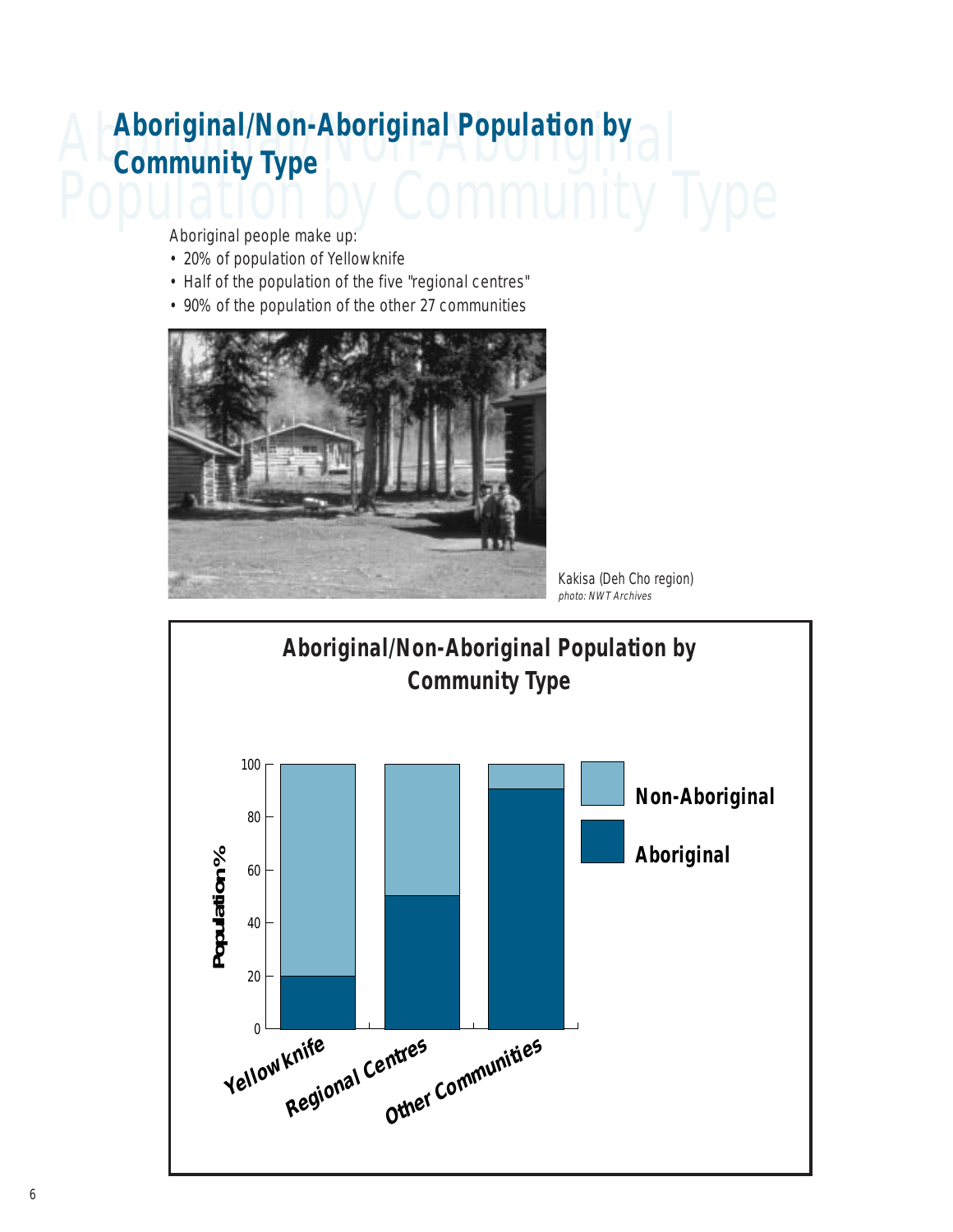# Aboriginal/Non-Aboriginal Population by Community Type

Aboriginal people make up:

- 20% of population of Yellowknife
- Half of the population of the five "regional centres"
- 90% of the population of the other 27 communities

Kakisa (Deh Cho region)
*photo: NWT Archives*

**Aboriginal/Non-Aboriginal Population by Community Type**

| Community Type | Aboriginal (%) | Non-Aboriginal (%) |
|---|---|---|
| Yellowknife | 20 | 80 |
| Regional Centres | 50 | 50 |
| Other Communities | 90 | 10 |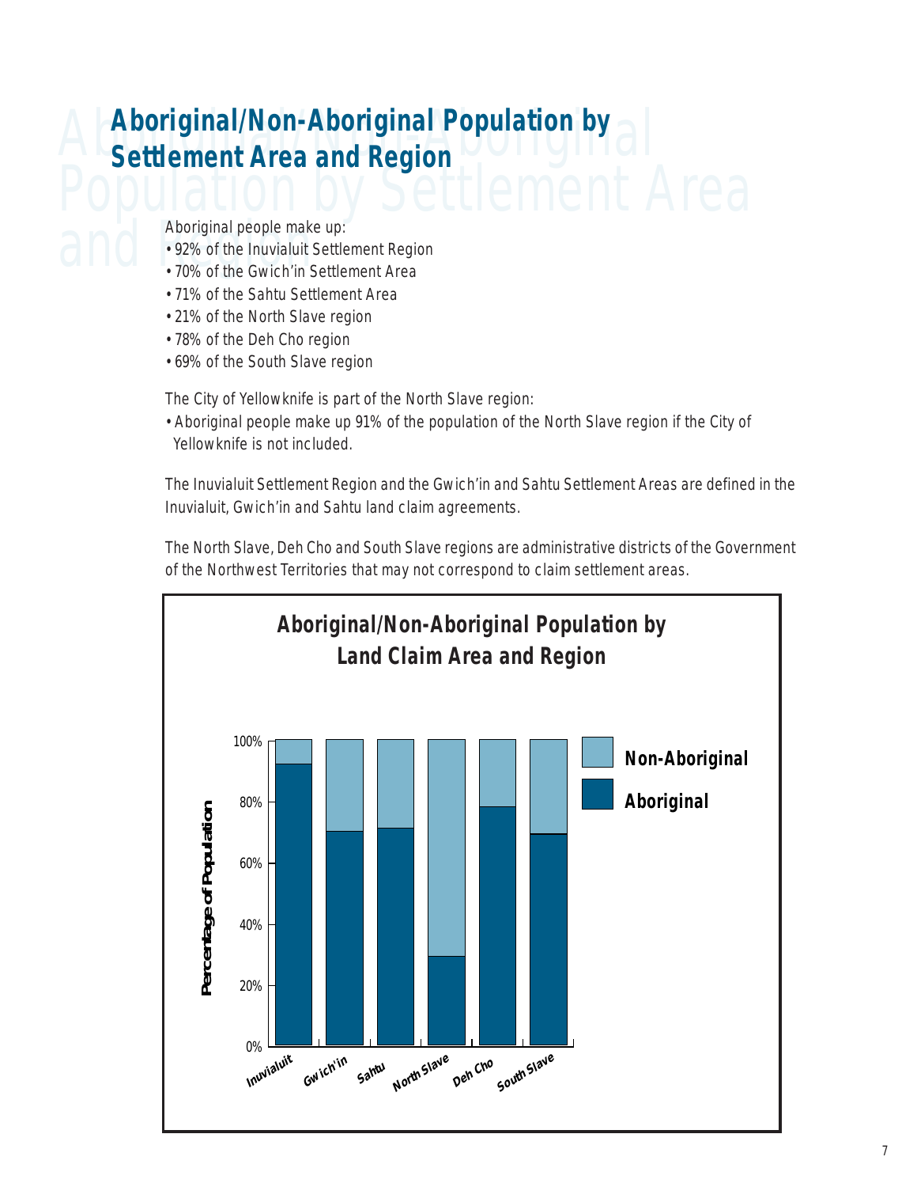# Aboriginal/Non-Aboriginal Population by Settlement Area and Region

Aboriginal people make up:

- 92% of the Inuvialuit Settlement Region
- 70% of the Gwich'in Settlement Area
- 71% of the Sahtu Settlement Area
- 21% of the North Slave region
- 78% of the Deh Cho region
- 69% of the South Slave region

The City of Yellowknife is part of the North Slave region:

- Aboriginal people make up 91% of the population of the North Slave region if the City of Yellowknife is not included.

The Inuvialuit Settlement Region and the Gwich'in and Sahtu Settlement Areas are defined in the Inuvialuit, Gwich'in and Sahtu land claim agreements.

The North Slave, Deh Cho and South Slave regions are administrative districts of the Government of the Northwest Territories that may not correspond to claim settlement areas.

**Aboriginal/Non-Aboriginal Population by Land Claim Area and Region**

Percentage of Population

0%
20%
40%
60%
80%
100%

Inuvialuit
Gwich'in
Sahtu
North Slave
Deh Cho
South Slave

Non-Aboriginal
Aboriginal